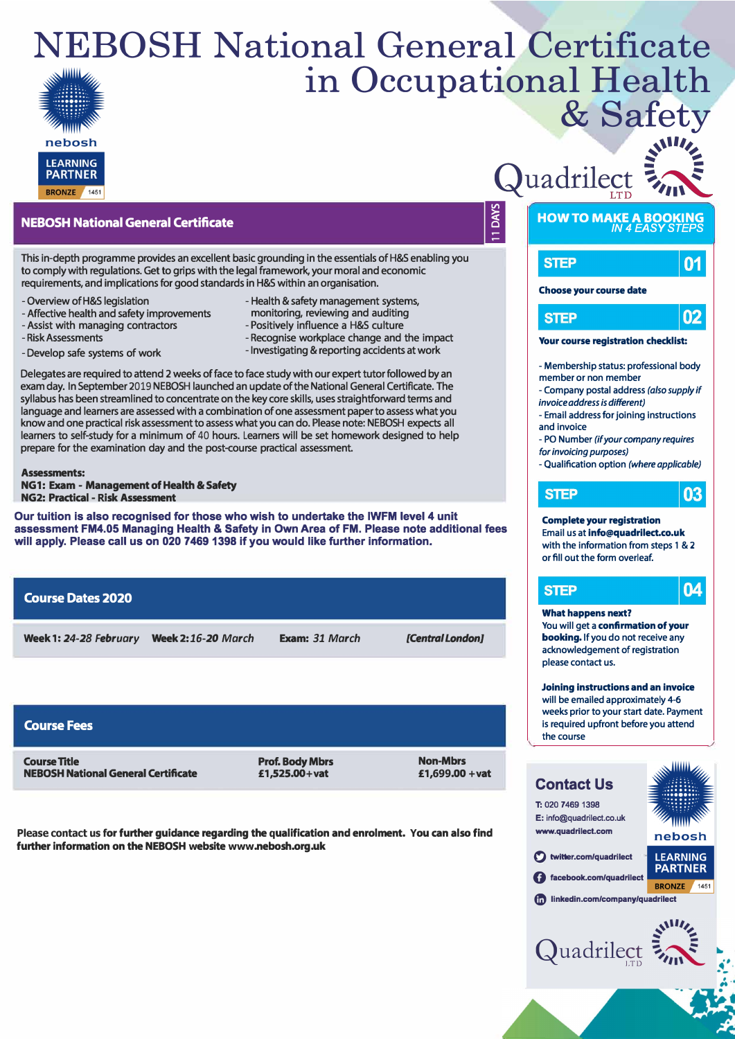# NEBOSH National General Certificate in Occupational Health & Safety

nebosh LEARNING PARTNER BRONZE 1451

Quadrilect LTD

## NEBOSH National General Certificate

11 DAYS

This in-depth programme provides an excellent basic grounding in the essentials of H&S enabling you to comply with regulations. Get to grips with the legal framework, your moral and economic requirements, and implications for good standards in H&S within an organisation.

- Overview of H&S legislation
- Affective health and safety improvements
- Assist with managing contractors
- Risk Assessments
- Develop safe systems of work
- Health & safety management systems, monitoring, reviewing and auditing
- Positively influence a H&S culture
- Recognise workplace change and the impact
- Investigating & reporting accidents at work

Delegates are required to attend 2 weeks of face to face study with our expert tutor followed by an exam day. In September 2019 NEBOSH launched an update of the National General Certificate. The syllabus has been streamlined to concentrate on the key core skills, uses straightforward terms and language and learners are assessed with a combination of one assessment paper to assess what you know and one practical risk assessment to assess what you can do. Please note: NEBOSH expects all learners to self-study for a minimum of 40 hours. Learners will be set homework designed to help prepare for the examination day and the post-course practical assessment.

**Assessments:**
**NG1: Exam - Management of Health & Safety**
**NG2: Practical - Risk Assessment**

**Our tuition is also recognised for those who wish to undertake the IWFM level 4 unit assessment FM4.05 Managing Health & Safety in Own Area of FM. Please note additional fees will apply. Please call us on 020 7469 1398 if you would like further information.**

## Course Dates 2020

**Week 1:** *24-28 February* **Week 2:** *16-20 March* **Exam:** *31 March* *[Central London]*

## Course Fees

| Course Title | Prof. Body Mbrs | Non-Mbrs |
|---|---|---|
| NEBOSH National General Certificate | £1,525.00+vat | £1,699.00 +vat |

**Please contact us for further guidance regarding the qualification and enrolment. You can also find further information on the NEBOSH website www.nebosh.org.uk**

## HOW TO MAKE A BOOKING *IN 4 EASY STEPS*

### STEP 01

**Choose your course date**

### STEP 02

**Your course registration checklist:**

- Membership status: professional body member or non member
- Company postal address *(also supply if invoice address is different)*
- Email address for joining instructions and invoice
- PO Number *(if your company requires for invoicing purposes)*
- Qualification option *(where applicable)*

### STEP 03

**Complete your registration**
Email us at **info@quadrilect.co.uk** with the information from steps 1 & 2 or fill out the form overleaf.

### STEP 04

**What happens next?**
You will get a **confirmation of your booking.** If you do not receive any acknowledgement of registration please contact us.

**Joining instructions and an invoice** will be emailed approximately 4-6 weeks prior to your start date. Payment is required upfront before you attend the course

## Contact Us

**T:** 020 7469 1398
**E:** info@quadrilect.co.uk
www.quadrilect.com

twitter.com/quadrilect
facebook.com/quadrilect
linkedin.com/company/quadrilect

nebosh LEARNING PARTNER BRONZE 1451

Quadrilect LTD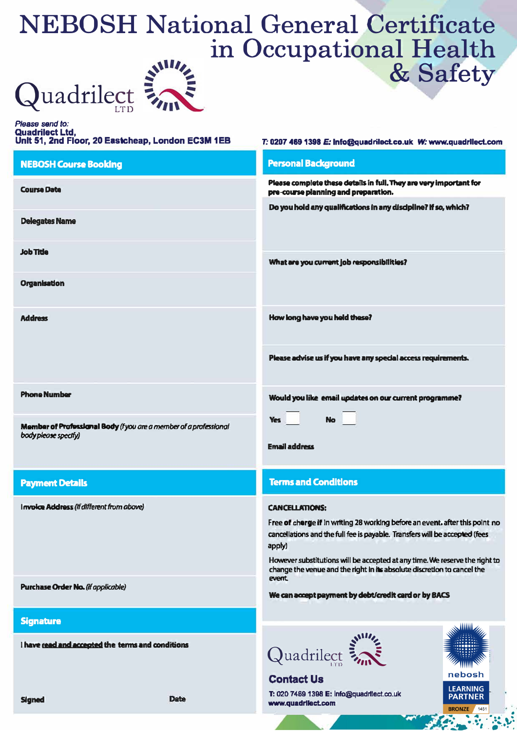# NEBOSH National General Certificate in Occupational Health & Safety

Quadrilect LTD

*Please send to:*
**Quadrilect Ltd,**
**Unit 51, 2nd Floor, 20 Eastcheap, London EC3M 1EB**

*T:* **0207 469 1398** *E:* **info@quadrilect.co.uk** *W:* **www.quadrilect.com**

## NEBOSH Course Booking

**Course Date**

**Delegates Name**

**Job Title**

**Organisation**

**Address**

**Phone Number**

**Member of Professional Body** *(if you are a member of a professional body please specify)*

## Payment Details

**Invoice Address** *(if different from above)*

**Purchase Order No.** *(if applicable)*

## Signature

I have read and accepted the terms and conditions

**Signed** **Date**

## Personal Background

**Please complete these details in full. They are very important for pre-course planning and preparation.**

**Do you hold any qualifications in any discipline? If so, which?**

**What are you current job responsibilities?**

**How long have you held these?**

**Please advise us if you have any special access requirements.**

**Would you like email updates on our current programme?**

**Yes** ☐ **No** ☐

**Email address**

## Terms and Conditions

**CANCELLATIONS:**

Free of charge if in writing 28 working before an event. after this point no cancellations and the full fee is payable. Transfers will be accepted (fees apply)

However substitutions will be accepted at any time. We reserve the right to change the venue and the right in its absolute discretion to cancel the event.

**We can accept payment by debt/credit card or by BACS**

Quadrilect LTD

## Contact Us

**T: 020 7469 1398 E: info@quadrilect.co.uk**
**www.quadrilect.com**

nebosh LEARNING PARTNER BRONZE 1451